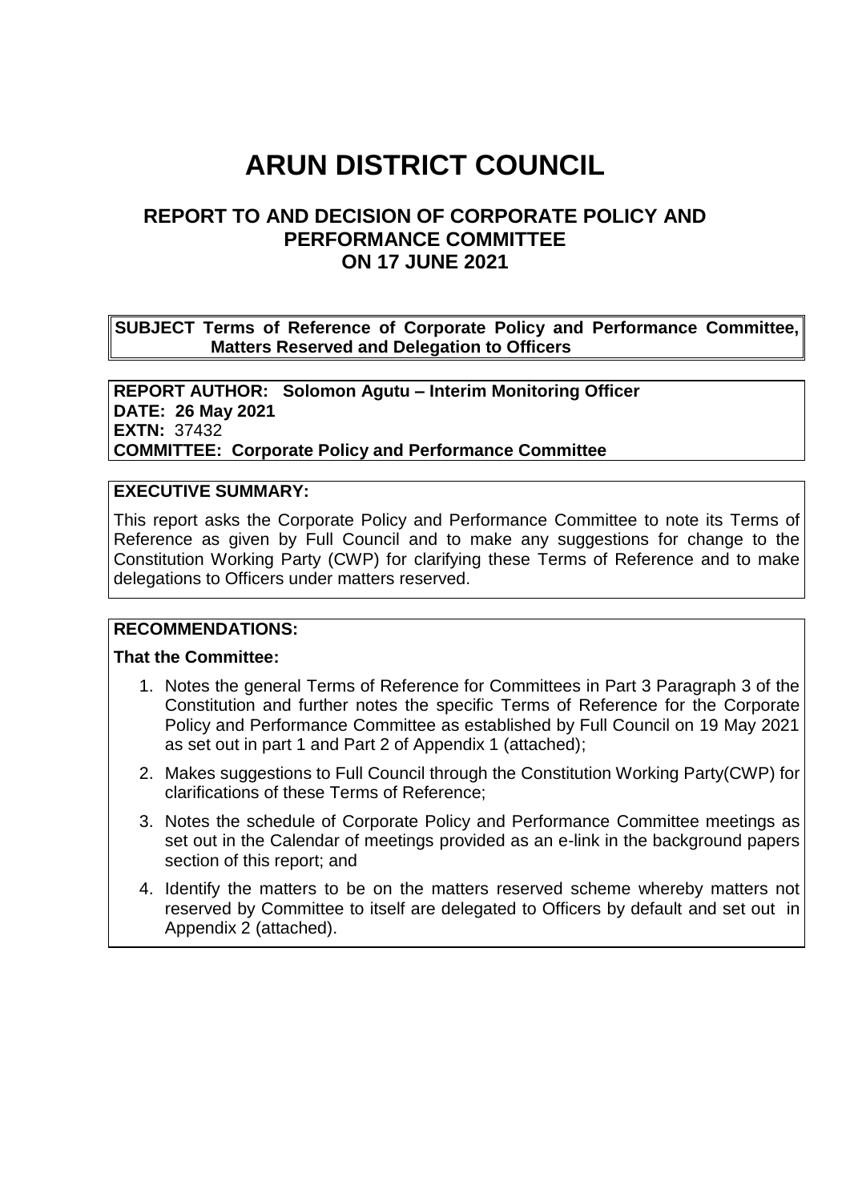# ARUN DISTRICT COUNCIL

## REPORT TO AND DECISION OF CORPORATE POLICY AND PERFORMANCE COMMITTEE ON 17 JUNE 2021

**SUBJECT Terms of Reference of Corporate Policy and Performance Committee, Matters Reserved and Delegation to Officers**

**REPORT AUTHOR: Solomon Agutu – Interim Monitoring Officer**
**DATE: 26 May 2021**
**EXTN:** 37432
**COMMITTEE: Corporate Policy and Performance Committee**

**EXECUTIVE SUMMARY:**

This report asks the Corporate Policy and Performance Committee to note its Terms of Reference as given by Full Council and to make any suggestions for change to the Constitution Working Party (CWP) for clarifying these Terms of Reference and to make delegations to Officers under matters reserved.

**RECOMMENDATIONS:**

**That the Committee:**

1. Notes the general Terms of Reference for Committees in Part 3 Paragraph 3 of the Constitution and further notes the specific Terms of Reference for the Corporate Policy and Performance Committee as established by Full Council on 19 May 2021 as set out in part 1 and Part 2 of Appendix 1 (attached);
2. Makes suggestions to Full Council through the Constitution Working Party(CWP) for clarifications of these Terms of Reference;
3. Notes the schedule of Corporate Policy and Performance Committee meetings as set out in the Calendar of meetings provided as an e-link in the background papers section of this report; and
4. Identify the matters to be on the matters reserved scheme whereby matters not reserved by Committee to itself are delegated to Officers by default and set out in Appendix 2 (attached).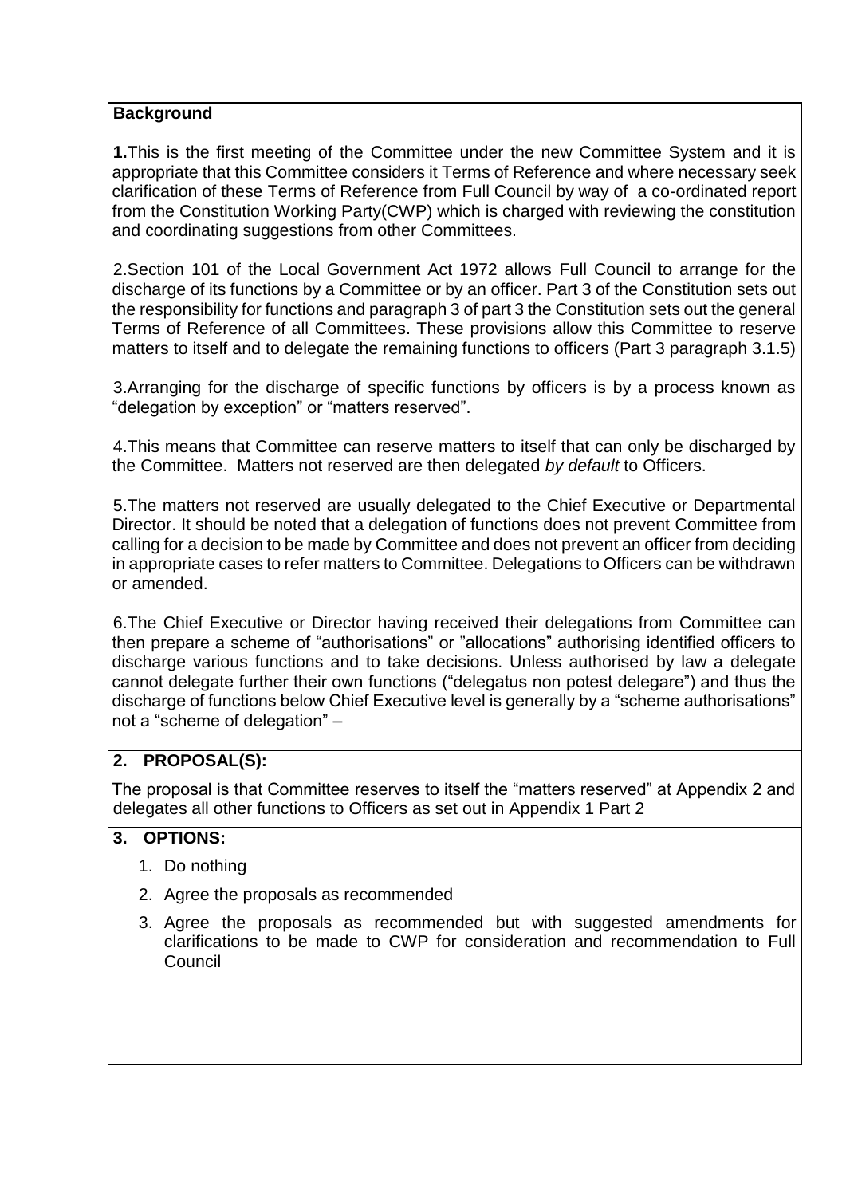**Background**

**1.**This is the first meeting of the Committee under the new Committee System and it is appropriate that this Committee considers it Terms of Reference and where necessary seek clarification of these Terms of Reference from Full Council by way of a co-ordinated report from the Constitution Working Party(CWP) which is charged with reviewing the constitution and coordinating suggestions from other Committees.

2.Section 101 of the Local Government Act 1972 allows Full Council to arrange for the discharge of its functions by a Committee or by an officer. Part 3 of the Constitution sets out the responsibility for functions and paragraph 3 of part 3 the Constitution sets out the general Terms of Reference of all Committees. These provisions allow this Committee to reserve matters to itself and to delegate the remaining functions to officers (Part 3 paragraph 3.1.5)

3.Arranging for the discharge of specific functions by officers is by a process known as "delegation by exception" or "matters reserved".

4.This means that Committee can reserve matters to itself that can only be discharged by the Committee. Matters not reserved are then delegated *by default* to Officers.

5.The matters not reserved are usually delegated to the Chief Executive or Departmental Director. It should be noted that a delegation of functions does not prevent Committee from calling for a decision to be made by Committee and does not prevent an officer from deciding in appropriate cases to refer matters to Committee. Delegations to Officers can be withdrawn or amended.

6.The Chief Executive or Director having received their delegations from Committee can then prepare a scheme of "authorisations" or "allocations" authorising identified officers to discharge various functions and to take decisions. Unless authorised by law a delegate cannot delegate further their own functions ("delegatus non potest delegare") and thus the discharge of functions below Chief Executive level is generally by a "scheme authorisations" not a "scheme of delegation" –

## 2. PROPOSAL(S):

The proposal is that Committee reserves to itself the "matters reserved" at Appendix 2 and delegates all other functions to Officers as set out in Appendix 1 Part 2

## 3. OPTIONS:

1. Do nothing
2. Agree the proposals as recommended
3. Agree the proposals as recommended but with suggested amendments for clarifications to be made to CWP for consideration and recommendation to Full Council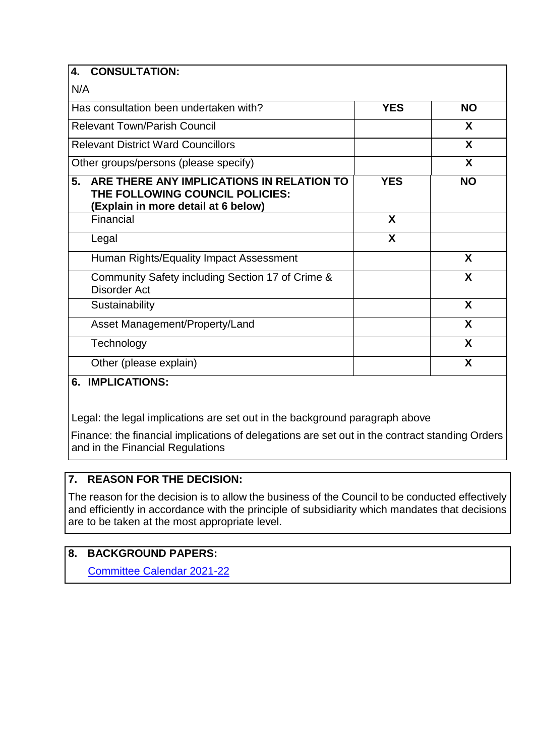## 4. CONSULTATION:

N/A

| Has consultation been undertaken with? | YES | NO |
|---|---|---|
| Relevant Town/Parish Council | | X |
| Relevant District Ward Councillors | | X |
| Other groups/persons (please specify) | | X |

| 5. ARE THERE ANY IMPLICATIONS IN RELATION TO THE FOLLOWING COUNCIL POLICIES: (Explain in more detail at 6 below) | YES | NO |
|---|---|---|
| Financial | X | |
| Legal | X | |
| Human Rights/Equality Impact Assessment | | X |
| Community Safety including Section 17 of Crime & Disorder Act | | X |
| Sustainability | | X |
| Asset Management/Property/Land | | X |
| Technology | | X |
| Other (please explain) | | X |

## 6. IMPLICATIONS:

Legal: the legal implications are set out in the background paragraph above

Finance: the financial implications of delegations are set out in the contract standing Orders and in the Financial Regulations

## 7. REASON FOR THE DECISION:

The reason for the decision is to allow the business of the Council to be conducted effectively and efficiently in accordance with the principle of subsidiarity which mandates that decisions are to be taken at the most appropriate level.

## 8. BACKGROUND PAPERS:

Committee Calendar 2021-22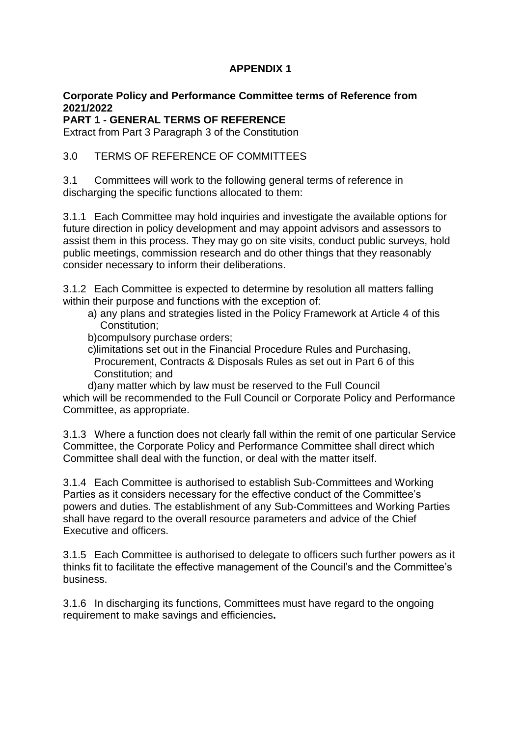# APPENDIX 1

**Corporate Policy and Performance Committee terms of Reference from 2021/2022**

**PART 1 - GENERAL TERMS OF REFERENCE**

Extract from Part 3 Paragraph 3 of the Constitution

3.0 TERMS OF REFERENCE OF COMMITTEES

3.1 Committees will work to the following general terms of reference in discharging the specific functions allocated to them:

3.1.1 Each Committee may hold inquiries and investigate the available options for future direction in policy development and may appoint advisors and assessors to assist them in this process. They may go on site visits, conduct public surveys, hold public meetings, commission research and do other things that they reasonably consider necessary to inform their deliberations.

3.1.2 Each Committee is expected to determine by resolution all matters falling within their purpose and functions with the exception of:

a) any plans and strategies listed in the Policy Framework at Article 4 of this Constitution;

b) compulsory purchase orders;

c) limitations set out in the Financial Procedure Rules and Purchasing, Procurement, Contracts & Disposals Rules as set out in Part 6 of this Constitution; and

d) any matter which by law must be reserved to the Full Council

which will be recommended to the Full Council or Corporate Policy and Performance Committee, as appropriate.

3.1.3 Where a function does not clearly fall within the remit of one particular Service Committee, the Corporate Policy and Performance Committee shall direct which Committee shall deal with the function, or deal with the matter itself.

3.1.4 Each Committee is authorised to establish Sub-Committees and Working Parties as it considers necessary for the effective conduct of the Committee's powers and duties. The establishment of any Sub-Committees and Working Parties shall have regard to the overall resource parameters and advice of the Chief Executive and officers.

3.1.5 Each Committee is authorised to delegate to officers such further powers as it thinks fit to facilitate the effective management of the Council's and the Committee's business.

3.1.6 In discharging its functions, Committees must have regard to the ongoing requirement to make savings and efficiencies**.**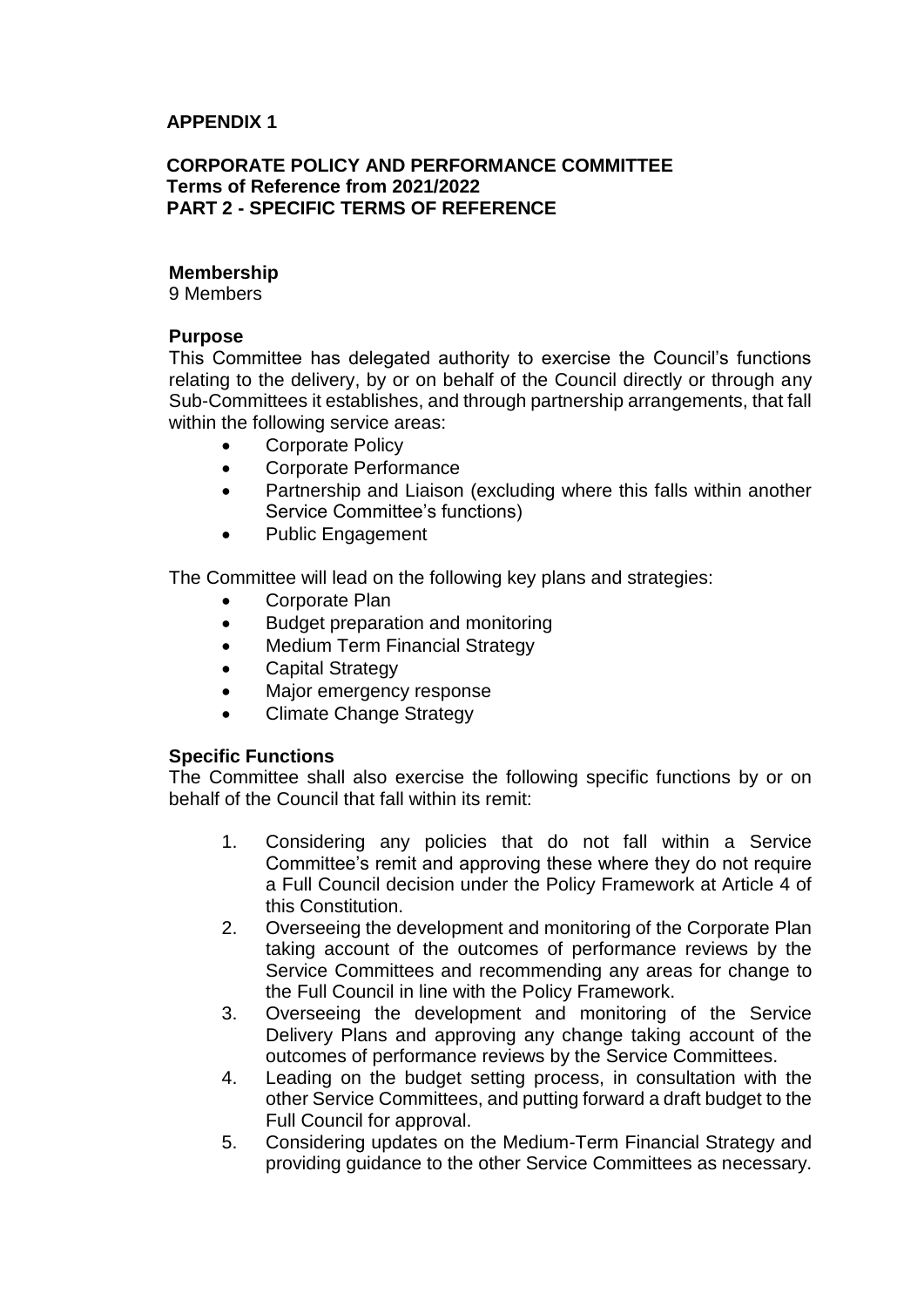**APPENDIX 1**

**CORPORATE POLICY AND PERFORMANCE COMMITTEE**
**Terms of Reference from 2021/2022**
**PART 2 - SPECIFIC TERMS OF REFERENCE**

**Membership**
9 Members

**Purpose**
This Committee has delegated authority to exercise the Council's functions relating to the delivery, by or on behalf of the Council directly or through any Sub-Committees it establishes, and through partnership arrangements, that fall within the following service areas:

- Corporate Policy
- Corporate Performance
- Partnership and Liaison (excluding where this falls within another Service Committee's functions)
- Public Engagement

The Committee will lead on the following key plans and strategies:

- Corporate Plan
- Budget preparation and monitoring
- Medium Term Financial Strategy
- Capital Strategy
- Major emergency response
- Climate Change Strategy

**Specific Functions**
The Committee shall also exercise the following specific functions by or on behalf of the Council that fall within its remit:

1. Considering any policies that do not fall within a Service Committee's remit and approving these where they do not require a Full Council decision under the Policy Framework at Article 4 of this Constitution.
2. Overseeing the development and monitoring of the Corporate Plan taking account of the outcomes of performance reviews by the Service Committees and recommending any areas for change to the Full Council in line with the Policy Framework.
3. Overseeing the development and monitoring of the Service Delivery Plans and approving any change taking account of the outcomes of performance reviews by the Service Committees.
4. Leading on the budget setting process, in consultation with the other Service Committees, and putting forward a draft budget to the Full Council for approval.
5. Considering updates on the Medium-Term Financial Strategy and providing guidance to the other Service Committees as necessary.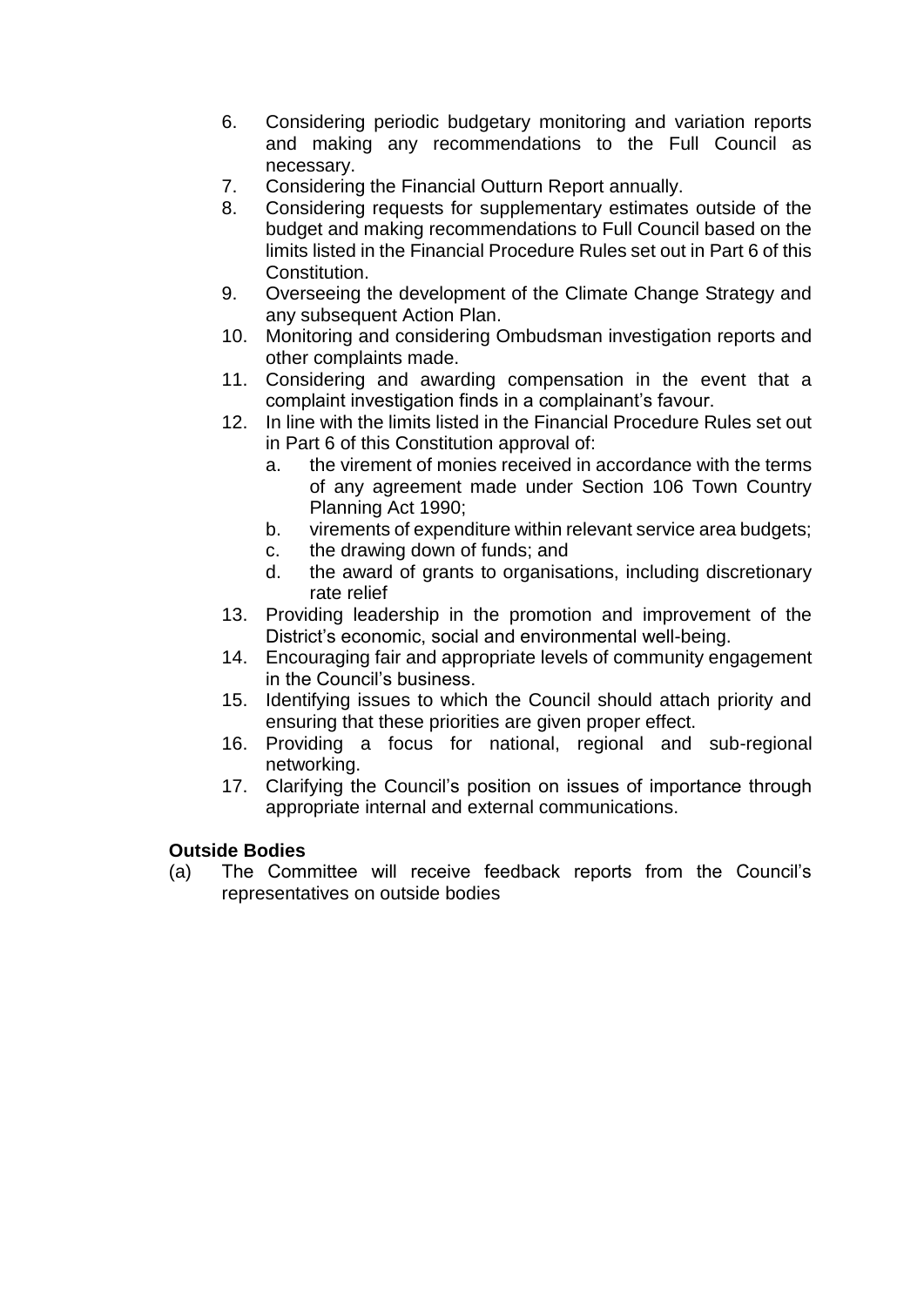6. Considering periodic budgetary monitoring and variation reports and making any recommendations to the Full Council as necessary.
7. Considering the Financial Outturn Report annually.
8. Considering requests for supplementary estimates outside of the budget and making recommendations to Full Council based on the limits listed in the Financial Procedure Rules set out in Part 6 of this Constitution.
9. Overseeing the development of the Climate Change Strategy and any subsequent Action Plan.
10. Monitoring and considering Ombudsman investigation reports and other complaints made.
11. Considering and awarding compensation in the event that a complaint investigation finds in a complainant's favour.
12. In line with the limits listed in the Financial Procedure Rules set out in Part 6 of this Constitution approval of:
    a. the virement of monies received in accordance with the terms of any agreement made under Section 106 Town Country Planning Act 1990;
    b. virements of expenditure within relevant service area budgets;
    c. the drawing down of funds; and
    d. the award of grants to organisations, including discretionary rate relief
13. Providing leadership in the promotion and improvement of the District's economic, social and environmental well-being.
14. Encouraging fair and appropriate levels of community engagement in the Council's business.
15. Identifying issues to which the Council should attach priority and ensuring that these priorities are given proper effect.
16. Providing a focus for national, regional and sub-regional networking.
17. Clarifying the Council's position on issues of importance through appropriate internal and external communications.

**Outside Bodies**

(a) The Committee will receive feedback reports from the Council's representatives on outside bodies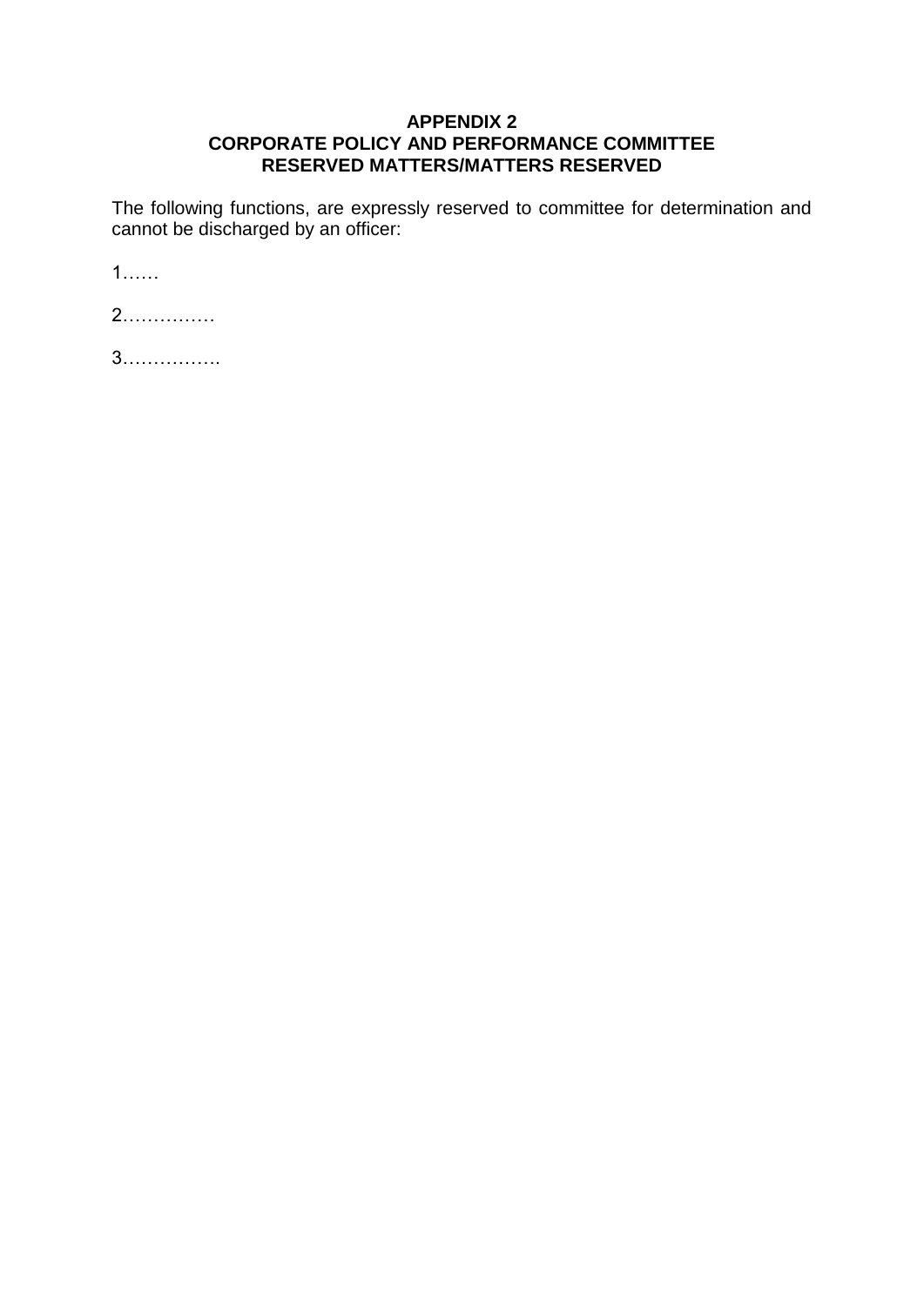**APPENDIX 2**
**CORPORATE POLICY AND PERFORMANCE COMMITTEE**
**RESERVED MATTERS/MATTERS RESERVED**

The following functions, are expressly reserved to committee for determination and cannot be discharged by an officer:

1……

2……………

3…………….